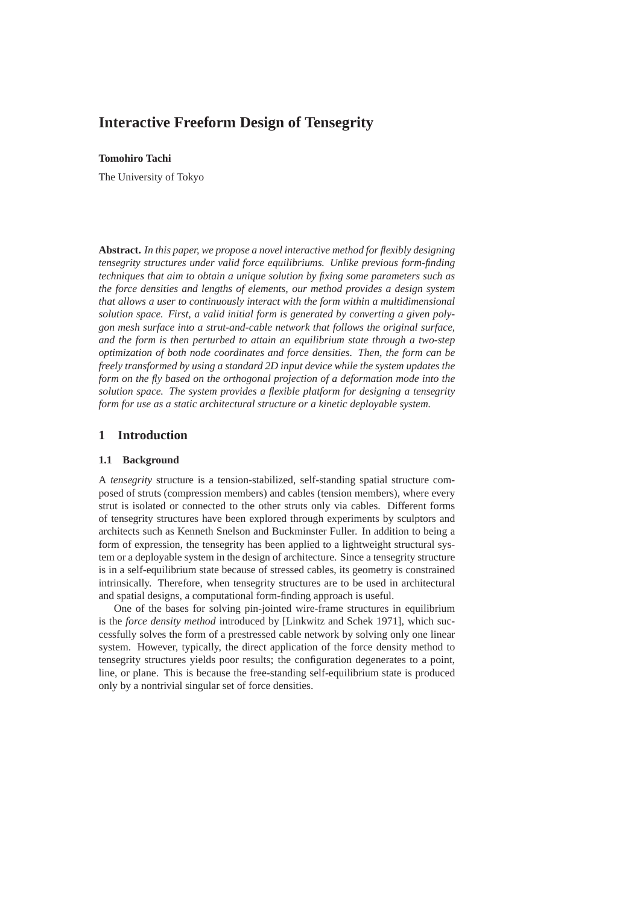# Interactive Freeform Design of Tensegrity

**Tomohiro Tachi**

The University of Tokyo

**Abstract.** *In this paper, we propose a novel interactive method for flexibly designing tensegrity structures under valid force equilibriums. Unlike previous form-finding techniques that aim to obtain a unique solution by fixing some parameters such as the force densities and lengths of elements, our method provides a design system that allows a user to continuously interact with the form within a multidimensional solution space. First, a valid initial form is generated by converting a given polygon mesh surface into a strut-and-cable network that follows the original surface, and the form is then perturbed to attain an equilibrium state through a two-step optimization of both node coordinates and force densities. Then, the form can be freely transformed by using a standard 2D input device while the system updates the form on the fly based on the orthogonal projection of a deformation mode into the solution space. The system provides a flexible platform for designing a tensegrity form for use as a static architectural structure or a kinetic deployable system.*

## 1 Introduction

### 1.1 Background

A *tensegrity* structure is a tension-stabilized, self-standing spatial structure composed of struts (compression members) and cables (tension members), where every strut is isolated or connected to the other struts only via cables. Different forms of tensegrity structures have been explored through experiments by sculptors and architects such as Kenneth Snelson and Buckminster Fuller. In addition to being a form of expression, the tensegrity has been applied to a lightweight structural system or a deployable system in the design of architecture. Since a tensegrity structure is in a self-equilibrium state because of stressed cables, its geometry is constrained intrinsically. Therefore, when tensegrity structures are to be used in architectural and spatial designs, a computational form-finding approach is useful.

One of the bases for solving pin-jointed wire-frame structures in equilibrium is the *force density method* introduced by [Linkwitz and Schek 1971], which successfully solves the form of a prestressed cable network by solving only one linear system. However, typically, the direct application of the force density method to tensegrity structures yields poor results; the configuration degenerates to a point, line, or plane. This is because the free-standing self-equilibrium state is produced only by a nontrivial singular set of force densities.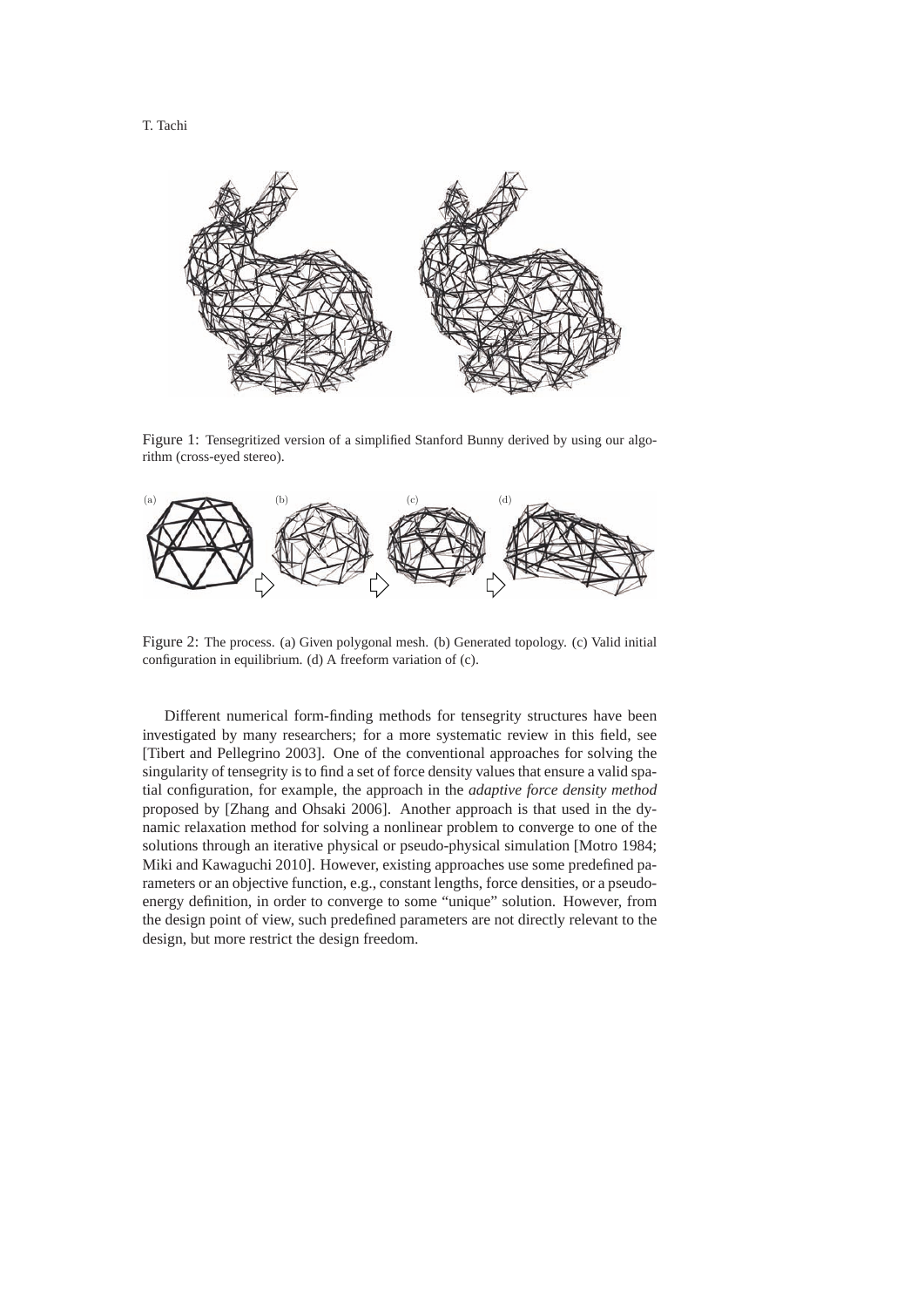Figure 1: Tensegritized version of a simplified Stanford Bunny derived by using our algorithm (cross-eyed stereo).

Figure 2: The process. (a) Given polygonal mesh. (b) Generated topology. (c) Valid initial configuration in equilibrium. (d) A freeform variation of (c).

Different numerical form-finding methods for tensegrity structures have been investigated by many researchers; for a more systematic review in this field, see [Tibert and Pellegrino 2003]. One of the conventional approaches for solving the singularity of tensegrity is to find a set of force density values that ensure a valid spatial configuration, for example, the approach in the *adaptive force density method* proposed by [Zhang and Ohsaki 2006]. Another approach is that used in the dynamic relaxation method for solving a nonlinear problem to converge to one of the solutions through an iterative physical or pseudo-physical simulation [Motro 1984; Miki and Kawaguchi 2010]. However, existing approaches use some predefined parameters or an objective function, e.g., constant lengths, force densities, or a pseudo-energy definition, in order to converge to some "unique" solution. However, from the design point of view, such predefined parameters are not directly relevant to the design, but more restrict the design freedom.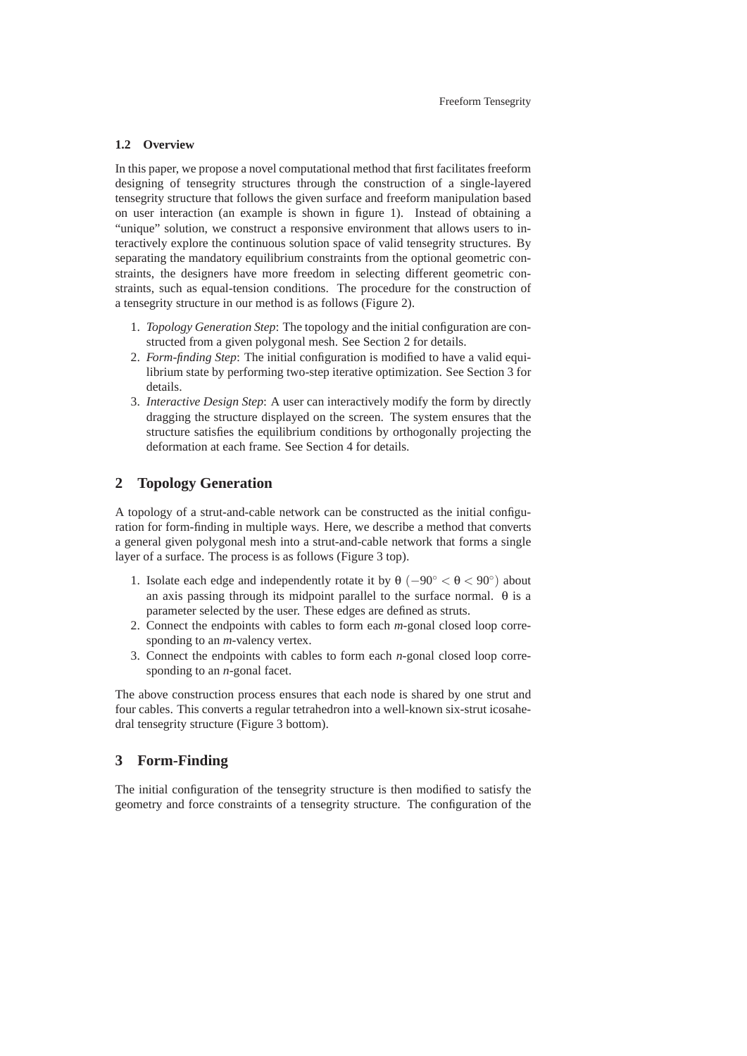### 1.2 Overview

In this paper, we propose a novel computational method that first facilitates freeform designing of tensegrity structures through the construction of a single-layered tensegrity structure that follows the given surface and freeform manipulation based on user interaction (an example is shown in figure 1). Instead of obtaining a "unique" solution, we construct a responsive environment that allows users to interactively explore the continuous solution space of valid tensegrity structures. By separating the mandatory equilibrium constraints from the optional geometric constraints, the designers have more freedom in selecting different geometric constraints, such as equal-tension conditions. The procedure for the construction of a tensegrity structure in our method is as follows (Figure 2).

1. *Topology Generation Step*: The topology and the initial configuration are constructed from a given polygonal mesh. See Section 2 for details.
2. *Form-finding Step*: The initial configuration is modified to have a valid equilibrium state by performing two-step iterative optimization. See Section 3 for details.
3. *Interactive Design Step*: A user can interactively modify the form by directly dragging the structure displayed on the screen. The system ensures that the structure satisfies the equilibrium conditions by orthogonally projecting the deformation at each frame. See Section 4 for details.

## 2 Topology Generation

A topology of a strut-and-cable network can be constructed as the initial configuration for form-finding in multiple ways. Here, we describe a method that converts a general given polygonal mesh into a strut-and-cable network that forms a single layer of a surface. The process is as follows (Figure 3 top).

1. Isolate each edge and independently rotate it by $\theta$ $(-90^\circ < \theta < 90^\circ)$ about an axis passing through its midpoint parallel to the surface normal. $\theta$ is a parameter selected by the user. These edges are defined as struts.
2. Connect the endpoints with cables to form each $m$-gonal closed loop corresponding to an $m$-valency vertex.
3. Connect the endpoints with cables to form each $n$-gonal closed loop corresponding to an $n$-gonal facet.

The above construction process ensures that each node is shared by one strut and four cables. This converts a regular tetrahedron into a well-known six-strut icosahedral tensegrity structure (Figure 3 bottom).

## 3 Form-Finding

The initial configuration of the tensegrity structure is then modified to satisfy the geometry and force constraints of a tensegrity structure. The configuration of the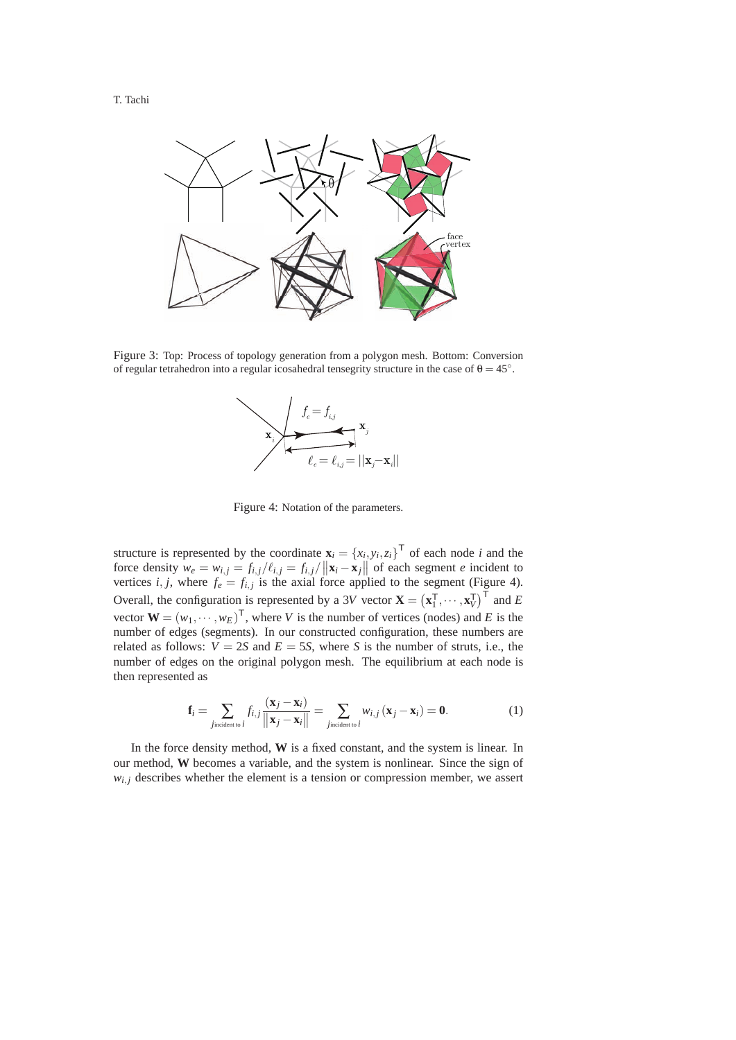Figure 3: Top: Process of topology generation from a polygon mesh. Bottom: Conversion of regular tetrahedron into a regular icosahedral tensegrity structure in the case of $\theta = 45^{\circ}$.

Figure 4: Notation of the parameters.

structure is represented by the coordinate $\mathbf{x}_i = \{x_i, y_i, z_i\}^{\mathsf{T}}$ of each node $i$ and the force density $w_e = w_{i,j} = f_{i,j}/\ell_{i,j} = f_{i,j}/\left\|\mathbf{x}_i - \mathbf{x}_j\right\|$ of each segment $e$ incident to vertices $i, j$, where $f_e = f_{i,j}$ is the axial force applied to the segment (Figure 4). Overall, the configuration is represented by a $3V$ vector $\mathbf{X} = \left(\mathbf{x}_1^{\mathsf{T}}, \cdots, \mathbf{x}_V^{\mathsf{T}}\right)^{\mathsf{T}}$ and $E$ vector $\mathbf{W} = (w_1, \cdots, w_E)^{\mathsf{T}}$, where $V$ is the number of vertices (nodes) and $E$ is the number of edges (segments). In our constructed configuration, these numbers are related as follows: $V = 2S$ and $E = 5S$, where $S$ is the number of struts, i.e., the number of edges on the original polygon mesh. The equilibrium at each node is then represented as

$$\mathbf{f}_i = \sum_{j \text{incident to } i} f_{i,j} \frac{(\mathbf{x}_j - \mathbf{x}_i)}{\left\|\mathbf{x}_j - \mathbf{x}_i\right\|} = \sum_{j \text{incident to } i} w_{i,j} (\mathbf{x}_j - \mathbf{x}_i) = \mathbf{0}. \tag{1}$$

In the force density method, $\mathbf{W}$ is a fixed constant, and the system is linear. In our method, $\mathbf{W}$ becomes a variable, and the system is nonlinear. Since the sign of $w_{i,j}$ describes whether the element is a tension or compression member, we assert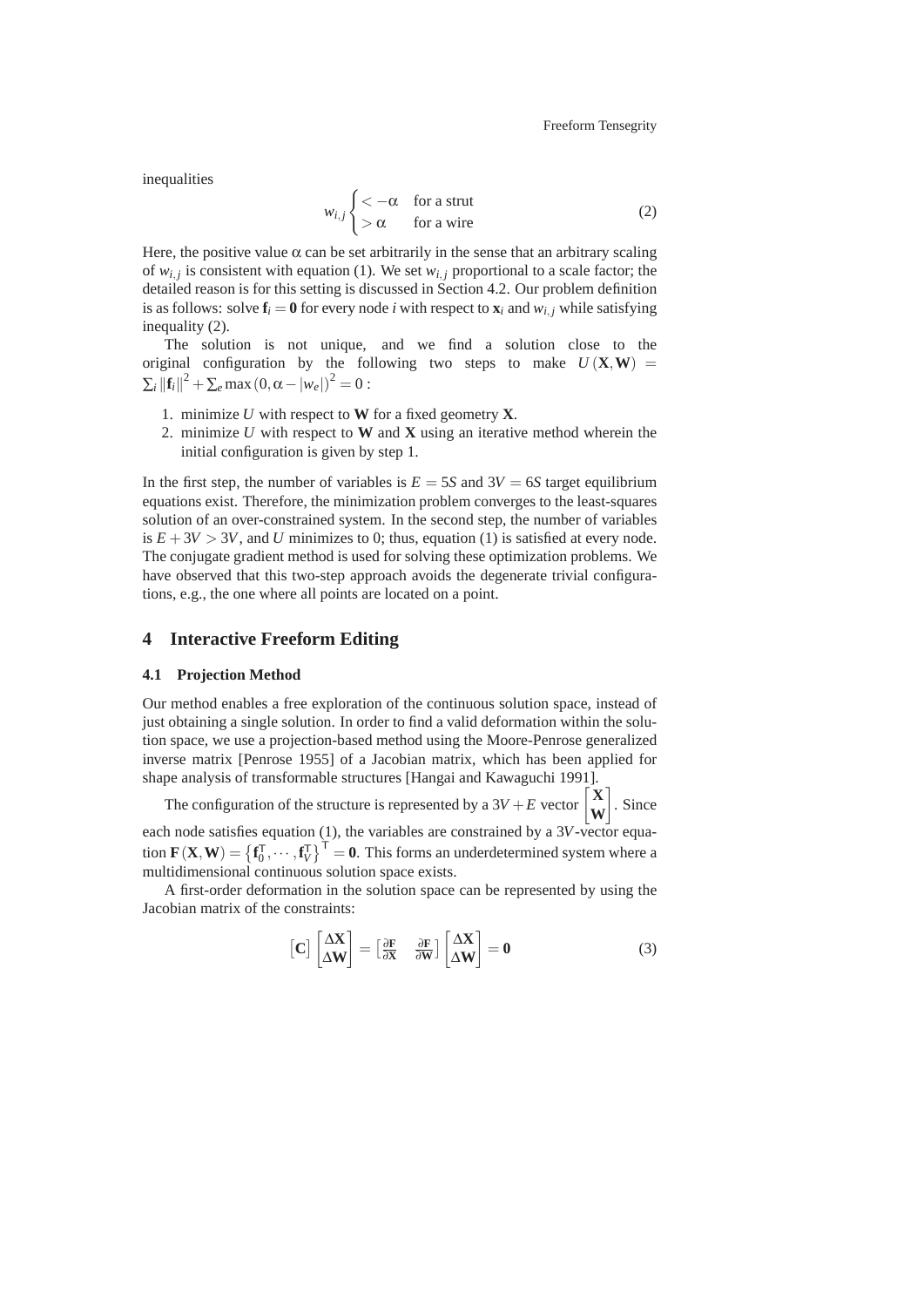inequalities

$$w_{i,j} \begin{cases} < -\alpha & \text{for a strut} \\ > \alpha & \text{for a wire} \end{cases} \tag{2}$$

Here, the positive value $\alpha$ can be set arbitrarily in the sense that an arbitrary scaling of $w_{i,j}$ is consistent with equation (1). We set $w_{i,j}$ proportional to a scale factor; the detailed reason is for this setting is discussed in Section 4.2. Our problem definition is as follows: solve $\mathbf{f}_i = \mathbf{0}$ for every node $i$ with respect to $\mathbf{x}_i$ and $w_{i,j}$ while satisfying inequality (2).

The solution is not unique, and we find a solution close to the original configuration by the following two steps to make $U(\mathbf{X}, \mathbf{W}) = \sum_i \|\mathbf{f}_i\|^2 + \sum_e \max(0, \alpha - |w_e|)^2 = 0$ :

1. minimize $U$ with respect to $\mathbf{W}$ for a fixed geometry $\mathbf{X}$.
2. minimize $U$ with respect to $\mathbf{W}$ and $\mathbf{X}$ using an iterative method wherein the initial configuration is given by step 1.

In the first step, the number of variables is $E = 5S$ and $3V = 6S$ target equilibrium equations exist. Therefore, the minimization problem converges to the least-squares solution of an over-constrained system. In the second step, the number of variables is $E + 3V > 3V$, and $U$ minimizes to 0; thus, equation (1) is satisfied at every node. The conjugate gradient method is used for solving these optimization problems. We have observed that this two-step approach avoids the degenerate trivial configurations, e.g., the one where all points are located on a point.

## 4 Interactive Freeform Editing

### 4.1 Projection Method

Our method enables a free exploration of the continuous solution space, instead of just obtaining a single solution. In order to find a valid deformation within the solution space, we use a projection-based method using the Moore-Penrose generalized inverse matrix [Penrose 1955] of a Jacobian matrix, which has been applied for shape analysis of transformable structures [Hangai and Kawaguchi 1991].

The configuration of the structure is represented by a $3V + E$ vector $\begin{bmatrix} \mathbf{X} \\ \mathbf{W} \end{bmatrix}$. Since each node satisfies equation (1), the variables are constrained by a $3V$-vector equation $\mathbf{F}(\mathbf{X}, \mathbf{W}) = \left\{\mathbf{f}_0^\mathsf{T}, \cdots, \mathbf{f}_V^\mathsf{T}\right\}^\mathsf{T} = \mathbf{0}$. This forms an underdetermined system where a multidimensional continuous solution space exists.

A first-order deformation in the solution space can be represented by using the Jacobian matrix of the constraints:

$$\begin{bmatrix} \mathbf{C} \end{bmatrix} \begin{bmatrix} \Delta\mathbf{X} \\ \Delta\mathbf{W} \end{bmatrix} = \begin{bmatrix} \frac{\partial \mathbf{F}}{\partial \mathbf{X}} & \frac{\partial \mathbf{F}}{\partial \mathbf{W}} \end{bmatrix} \begin{bmatrix} \Delta\mathbf{X} \\ \Delta\mathbf{W} \end{bmatrix} = \mathbf{0} \tag{3}$$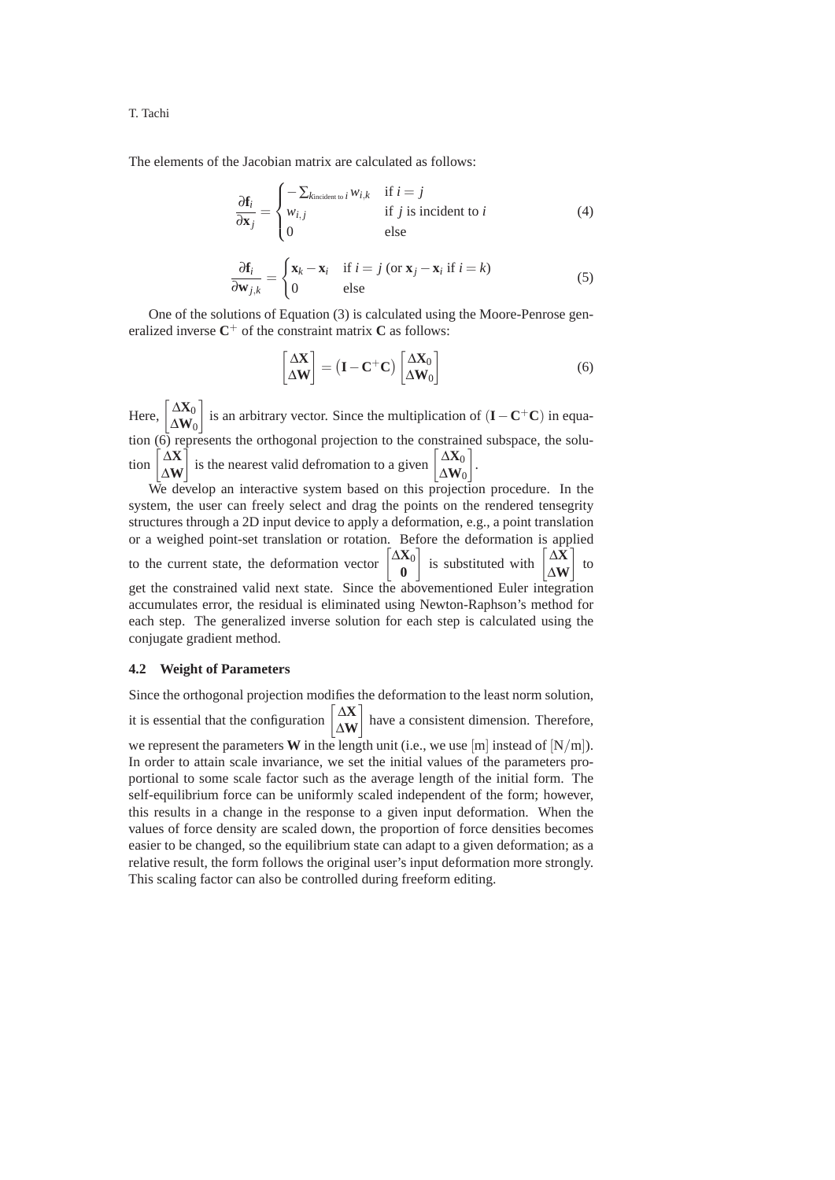The elements of the Jacobian matrix are calculated as follows:

$$
\frac{\partial \mathbf{f}_i}{\partial \mathbf{x}_j} = \begin{cases} -\sum_{k \text{incident to } i} w_{i,k} & \text{if } i = j \\ w_{i,j} & \text{if } j \text{ is incident to } i \\ 0 & \text{else} \end{cases} \tag{4}
$$

$$
\frac{\partial \mathbf{f}_i}{\partial \mathbf{w}_{j,k}} = \begin{cases} \mathbf{x}_k - \mathbf{x}_i & \text{if } i = j \text{ (or } \mathbf{x}_j - \mathbf{x}_i \text{ if } i = k) \\ 0 & \text{else} \end{cases} \tag{5}
$$

One of the solutions of Equation (3) is calculated using the Moore-Penrose generalized inverse $\mathbf{C}^+$ of the constraint matrix $\mathbf{C}$ as follows:

$$
\begin{bmatrix} \Delta \mathbf{X} \\ \Delta \mathbf{W} \end{bmatrix} = \left(\mathbf{I} - \mathbf{C}^+ \mathbf{C}\right) \begin{bmatrix} \Delta \mathbf{X}_0 \\ \Delta \mathbf{W}_0 \end{bmatrix} \tag{6}
$$

Here, $\begin{bmatrix} \Delta \mathbf{X}_0 \\ \Delta \mathbf{W}_0 \end{bmatrix}$ is an arbitrary vector. Since the multiplication of $(\mathbf{I} - \mathbf{C}^+ \mathbf{C})$ in equation (6) represents the orthogonal projection to the constrained subspace, the solution $\begin{bmatrix} \Delta \mathbf{X} \\ \Delta \mathbf{W} \end{bmatrix}$ is the nearest valid defromation to a given $\begin{bmatrix} \Delta \mathbf{X}_0 \\ \Delta \mathbf{W}_0 \end{bmatrix}$.

We develop an interactive system based on this projection procedure. In the system, the user can freely select and drag the points on the rendered tensegrity structures through a 2D input device to apply a deformation, e.g., a point translation or a weighed point-set translation or rotation. Before the deformation is applied to the current state, the deformation vector $\begin{bmatrix} \Delta \mathbf{X}_0 \\ \mathbf{0} \end{bmatrix}$ is substituted with $\begin{bmatrix} \Delta \mathbf{X} \\ \Delta \mathbf{W} \end{bmatrix}$ to get the constrained valid next state. Since the abovementioned Euler integration accumulates error, the residual is eliminated using Newton-Raphson's method for each step. The generalized inverse solution for each step is calculated using the conjugate gradient method.

### 4.2 Weight of Parameters

Since the orthogonal projection modifies the deformation to the least norm solution, it is essential that the configuration $\begin{bmatrix} \Delta \mathbf{X} \\ \Delta \mathbf{W} \end{bmatrix}$ have a consistent dimension. Therefore, we represent the parameters $\mathbf{W}$ in the length unit (i.e., we use $[\mathrm{m}]$ instead of $[\mathrm{N/m}]$). In order to attain scale invariance, we set the initial values of the parameters proportional to some scale factor such as the average length of the initial form. The self-equilibrium force can be uniformly scaled independent of the form; however, this results in a change in the response to a given input deformation. When the values of force density are scaled down, the proportion of force densities becomes easier to be changed, so the equilibrium state can adapt to a given deformation; as a relative result, the form follows the original user's input deformation more strongly. This scaling factor can also be controlled during freeform editing.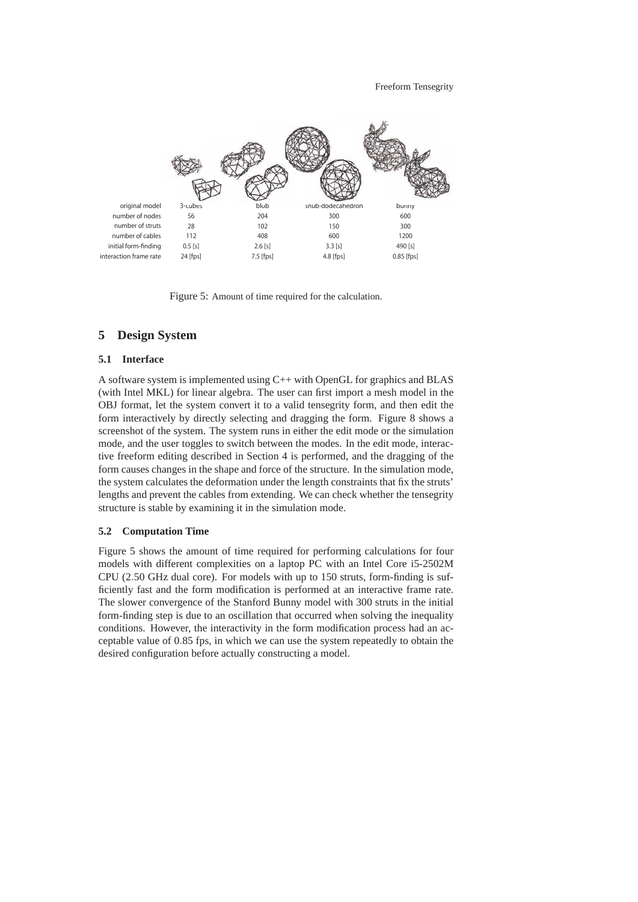| original model | 3-cubes | blob | snub-dodecahedron | bunny |
| --- | --- | --- | --- | --- |
| number of nodes | 56 | 204 | 300 | 600 |
| number of struts | 28 | 102 | 150 | 300 |
| number of cables | 112 | 408 | 600 | 1200 |
| initial form-finding | 0.5 [s] | 2.6 [s] | 3.3 [s] | 490 [s] |
| interaction frame rate | 24 [fps] | 7.5 [fps] | 4.8 [fps] | 0.85 [fps] |

Figure 5: Amount of time required for the calculation.

## 5 Design System

### 5.1 Interface

A software system is implemented using C++ with OpenGL for graphics and BLAS (with Intel MKL) for linear algebra. The user can first import a mesh model in the OBJ format, let the system convert it to a valid tensegrity form, and then edit the form interactively by directly selecting and dragging the form. Figure 8 shows a screenshot of the system. The system runs in either the edit mode or the simulation mode, and the user toggles to switch between the modes. In the edit mode, interactive freeform editing described in Section 4 is performed, and the dragging of the form causes changes in the shape and force of the structure. In the simulation mode, the system calculates the deformation under the length constraints that fix the struts' lengths and prevent the cables from extending. We can check whether the tensegrity structure is stable by examining it in the simulation mode.

### 5.2 Computation Time

Figure 5 shows the amount of time required for performing calculations for four models with different complexities on a laptop PC with an Intel Core i5-2502M CPU (2.50 GHz dual core). For models with up to 150 struts, form-finding is sufficiently fast and the form modification is performed at an interactive frame rate. The slower convergence of the Stanford Bunny model with 300 struts in the initial form-finding step is due to an oscillation that occurred when solving the inequality conditions. However, the interactivity in the form modification process had an acceptable value of 0.85 fps, in which we can use the system repeatedly to obtain the desired configuration before actually constructing a model.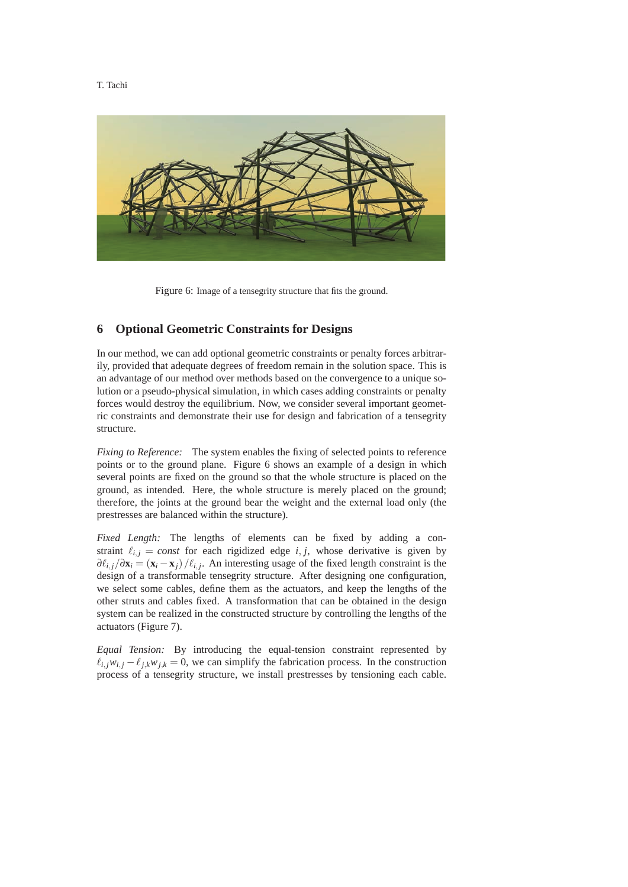Figure 6: Image of a tensegrity structure that fits the ground.

## 6 Optional Geometric Constraints for Designs

In our method, we can add optional geometric constraints or penalty forces arbitrarily, provided that adequate degrees of freedom remain in the solution space. This is an advantage of our method over methods based on the convergence to a unique solution or a pseudo-physical simulation, in which cases adding constraints or penalty forces would destroy the equilibrium. Now, we consider several important geometric constraints and demonstrate their use for design and fabrication of a tensegrity structure.

*Fixing to Reference:* The system enables the fixing of selected points to reference points or to the ground plane. Figure 6 shows an example of a design in which several points are fixed on the ground so that the whole structure is placed on the ground, as intended. Here, the whole structure is merely placed on the ground; therefore, the joints at the ground bear the weight and the external load only (the prestresses are balanced within the structure).

*Fixed Length:* The lengths of elements can be fixed by adding a constraint $\ell_{i,j} = const$ for each rigidized edge $i, j$, whose derivative is given by $\partial \ell_{i,j} / \partial \mathbf{x}_i = (\mathbf{x}_i - \mathbf{x}_j) / \ell_{i,j}$. An interesting usage of the fixed length constraint is the design of a transformable tensegrity structure. After designing one configuration, we select some cables, define them as the actuators, and keep the lengths of the other struts and cables fixed. A transformation that can be obtained in the design system can be realized in the constructed structure by controlling the lengths of the actuators (Figure 7).

*Equal Tension:* By introducing the equal-tension constraint represented by $\ell_{i,j} w_{i,j} - \ell_{j,k} w_{j,k} = 0$, we can simplify the fabrication process. In the construction process of a tensegrity structure, we install prestresses by tensioning each cable.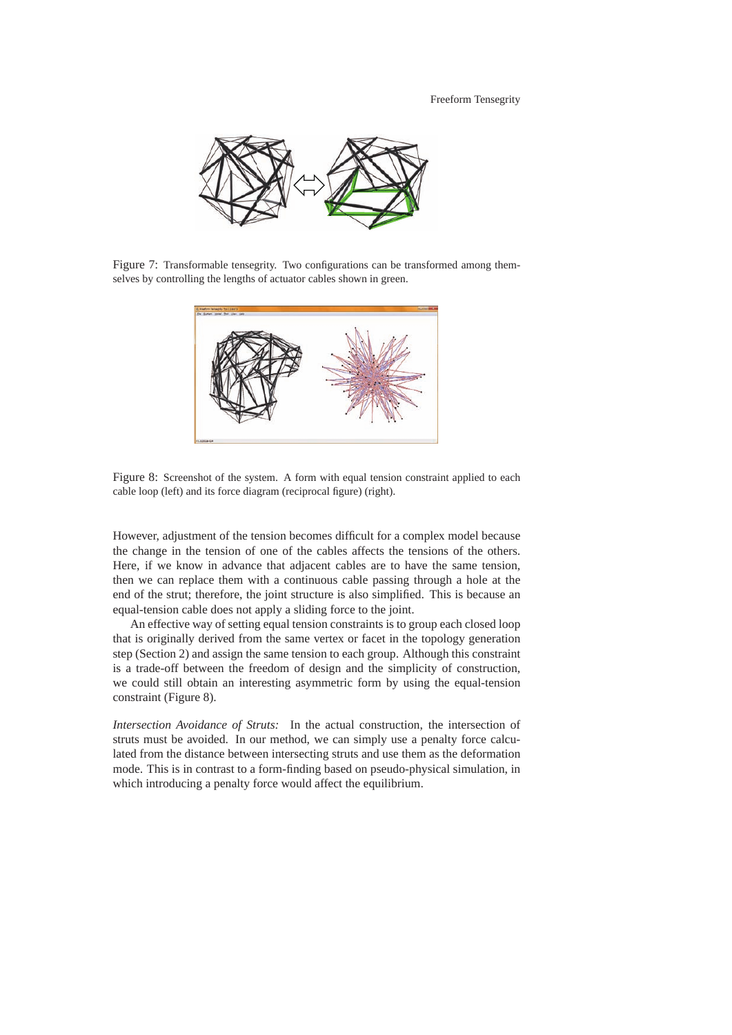Figure 7: Transformable tensegrity. Two configurations can be transformed among themselves by controlling the lengths of actuator cables shown in green.

Figure 8: Screenshot of the system. A form with equal tension constraint applied to each cable loop (left) and its force diagram (reciprocal figure) (right).

However, adjustment of the tension becomes difficult for a complex model because the change in the tension of one of the cables affects the tensions of the others. Here, if we know in advance that adjacent cables are to have the same tension, then we can replace them with a continuous cable passing through a hole at the end of the strut; therefore, the joint structure is also simplified. This is because an equal-tension cable does not apply a sliding force to the joint.

An effective way of setting equal tension constraints is to group each closed loop that is originally derived from the same vertex or facet in the topology generation step (Section 2) and assign the same tension to each group. Although this constraint is a trade-off between the freedom of design and the simplicity of construction, we could still obtain an interesting asymmetric form by using the equal-tension constraint (Figure 8).

*Intersection Avoidance of Struts:* In the actual construction, the intersection of struts must be avoided. In our method, we can simply use a penalty force calculated from the distance between intersecting struts and use them as the deformation mode. This is in contrast to a form-finding based on pseudo-physical simulation, in which introducing a penalty force would affect the equilibrium.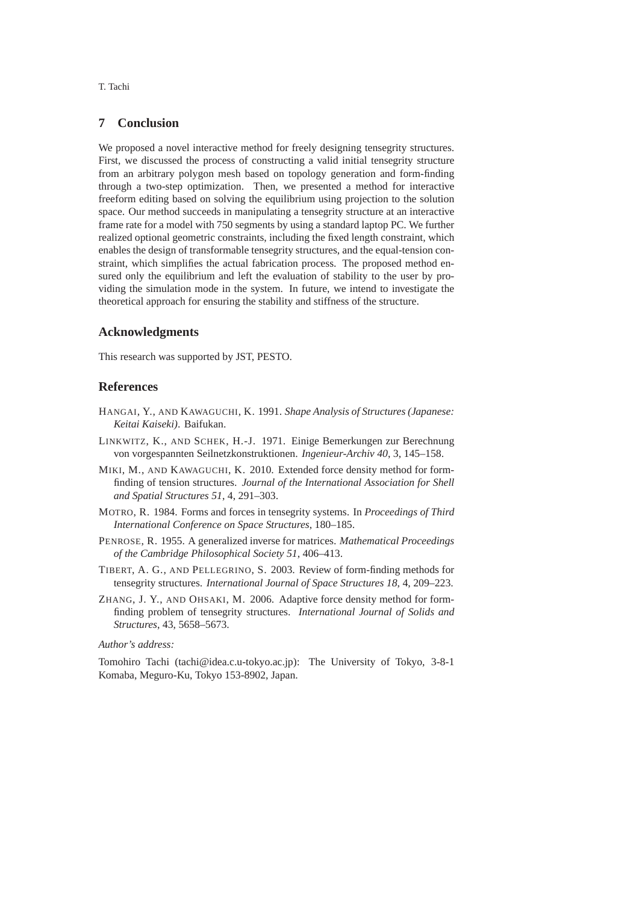## 7 Conclusion

We proposed a novel interactive method for freely designing tensegrity structures. First, we discussed the process of constructing a valid initial tensegrity structure from an arbitrary polygon mesh based on topology generation and form-finding through a two-step optimization. Then, we presented a method for interactive freeform editing based on solving the equilibrium using projection to the solution space. Our method succeeds in manipulating a tensegrity structure at an interactive frame rate for a model with 750 segments by using a standard laptop PC. We further realized optional geometric constraints, including the fixed length constraint, which enables the design of transformable tensegrity structures, and the equal-tension constraint, which simplifies the actual fabrication process. The proposed method ensured only the equilibrium and left the evaluation of stability to the user by providing the simulation mode in the system. In future, we intend to investigate the theoretical approach for ensuring the stability and stiffness of the structure.

## Acknowledgments

This research was supported by JST, PESTO.

## References

HANGAI, Y., AND KAWAGUCHI, K. 1991. *Shape Analysis of Structures (Japanese: Keitai Kaiseki)*. Baifukan.

LINKWITZ, K., AND SCHEK, H.-J. 1971. Einige Bemerkungen zur Berechnung von vorgespannten Seilnetzkonstruktionen. *Ingenieur-Archiv 40*, 3, 145–158.

MIKI, M., AND KAWAGUCHI, K. 2010. Extended force density method for form-finding of tension structures. *Journal of the International Association for Shell and Spatial Structures 51*, 4, 291–303.

MOTRO, R. 1984. Forms and forces in tensegrity systems. In *Proceedings of Third International Conference on Space Structures*, 180–185.

PENROSE, R. 1955. A generalized inverse for matrices. *Mathematical Proceedings of the Cambridge Philosophical Society 51*, 406–413.

TIBERT, A. G., AND PELLEGRINO, S. 2003. Review of form-finding methods for tensegrity structures. *International Journal of Space Structures 18*, 4, 209–223.

ZHANG, J. Y., AND OHSAKI, M. 2006. Adaptive force density method for form-finding problem of tensegrity structures. *International Journal of Solids and Structures*, 43, 5658–5673.

*Author's address:*

Tomohiro Tachi (tachi@idea.c.u-tokyo.ac.jp): The University of Tokyo, 3-8-1 Komaba, Meguro-Ku, Tokyo 153-8902, Japan.